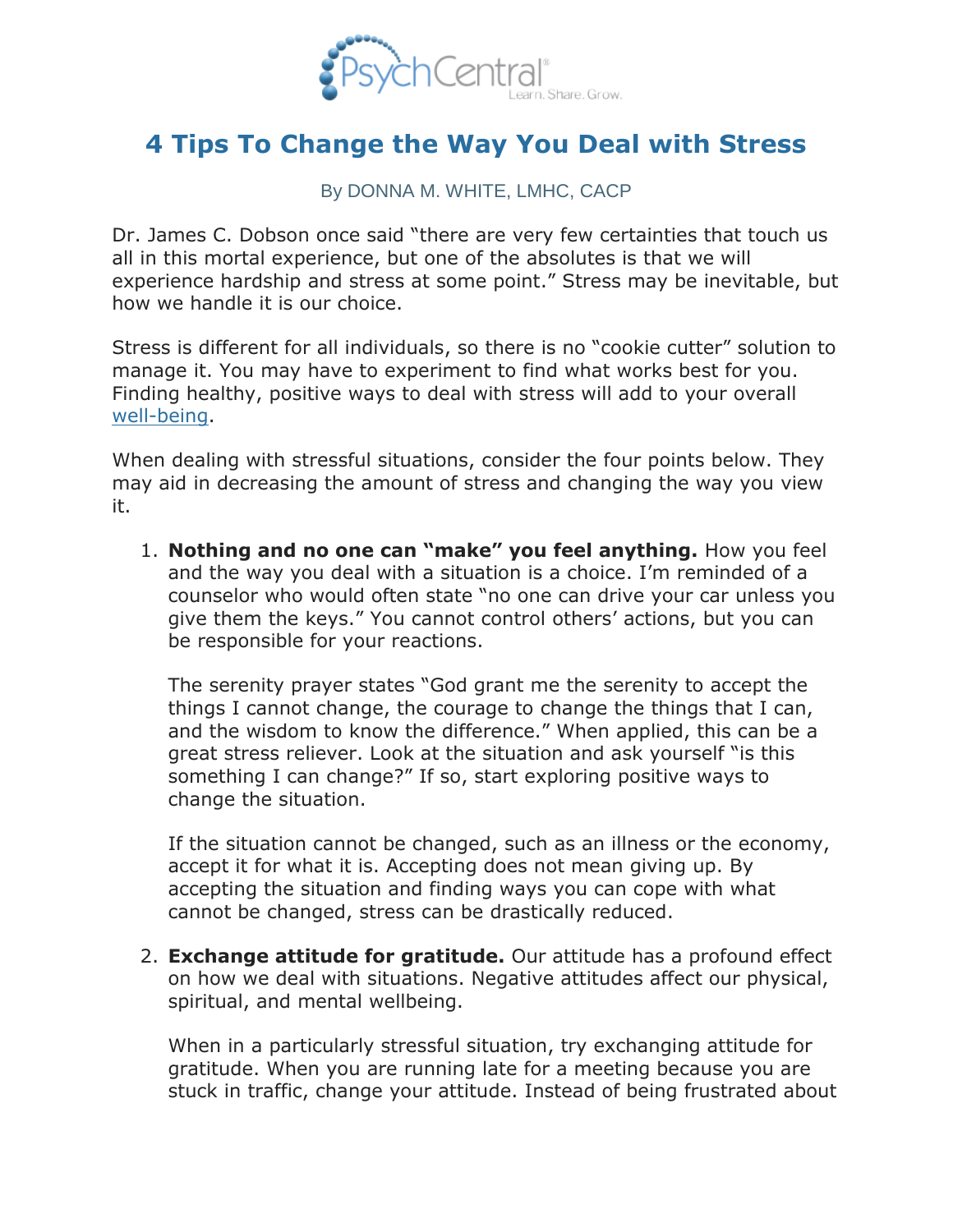# 4 Tips To Change the Way You Deal with Stress

By DONNA M. WHITE, LMHC, CACP

Dr. James C. Dobson once said "there are very few certainties that touch us all in this mortal experience, but one of the absolutes is that we will experience hardship and stress at some point." Stress may be inevitable, but how we handle it is our choice.

Stress is different for all individuals, so there is no "cookie cutter" solution to manage it. You may have to experiment to find what works best for you. Finding healthy, positive ways to deal with stress will add to your overall well-being.

When dealing with stressful situations, consider the four points below. They may aid in decreasing the amount of stress and changing the way you view it.

1. **Nothing and no one can "make" you feel anything.** How you feel and the way you deal with a situation is a choice. I'm reminded of a counselor who would often state "no one can drive your car unless you give them the keys." You cannot control others' actions, but you can be responsible for your reactions.

   The serenity prayer states "God grant me the serenity to accept the things I cannot change, the courage to change the things that I can, and the wisdom to know the difference." When applied, this can be a great stress reliever. Look at the situation and ask yourself "is this something I can change?" If so, start exploring positive ways to change the situation.

   If the situation cannot be changed, such as an illness or the economy, accept it for what it is. Accepting does not mean giving up. By accepting the situation and finding ways you can cope with what cannot be changed, stress can be drastically reduced.

2. **Exchange attitude for gratitude.** Our attitude has a profound effect on how we deal with situations. Negative attitudes affect our physical, spiritual, and mental wellbeing.

   When in a particularly stressful situation, try exchanging attitude for gratitude. When you are running late for a meeting because you are stuck in traffic, change your attitude. Instead of being frustrated about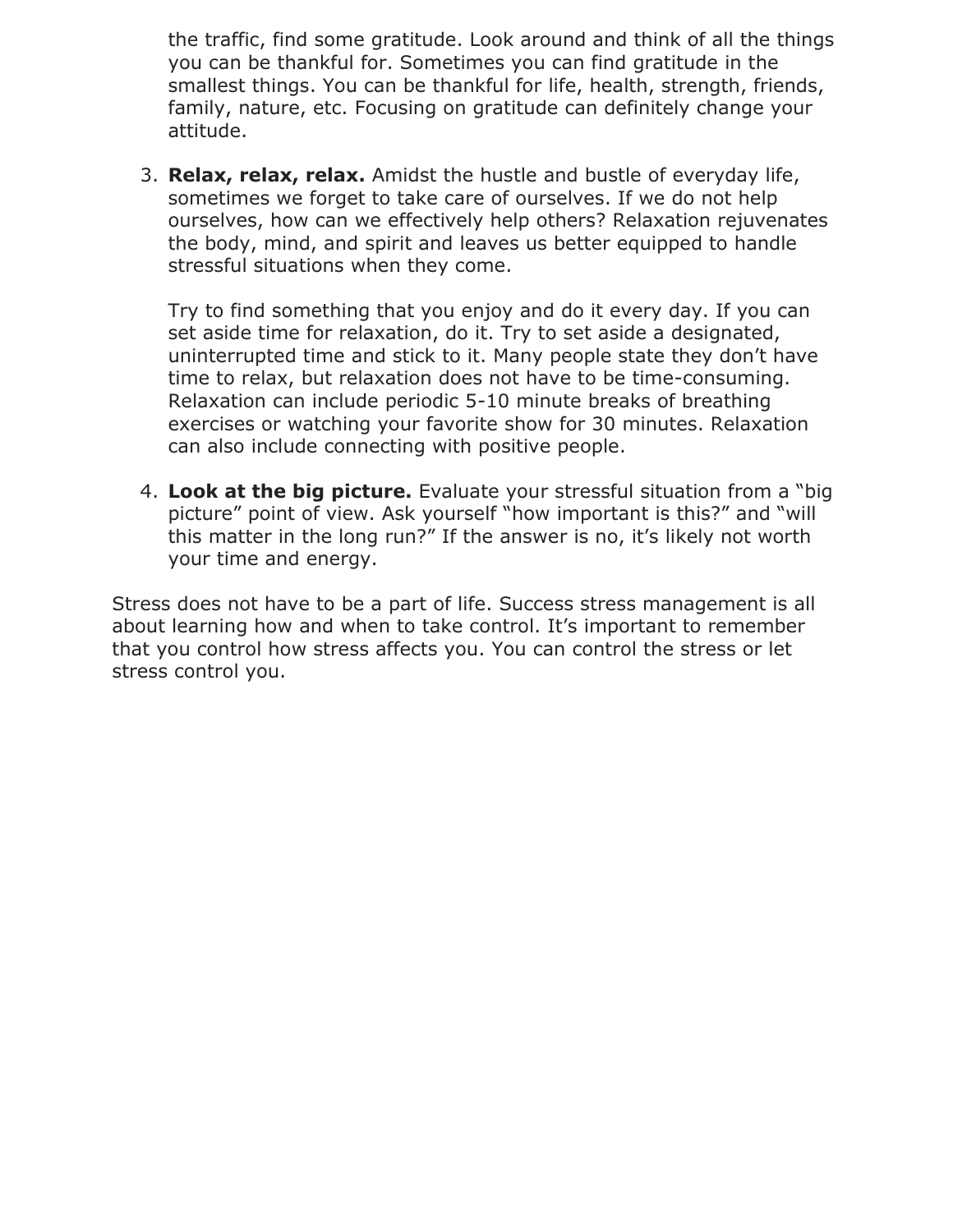the traffic, find some gratitude. Look around and think of all the things you can be thankful for. Sometimes you can find gratitude in the smallest things. You can be thankful for life, health, strength, friends, family, nature, etc. Focusing on gratitude can definitely change your attitude.

3. **Relax, relax, relax.** Amidst the hustle and bustle of everyday life, sometimes we forget to take care of ourselves. If we do not help ourselves, how can we effectively help others? Relaxation rejuvenates the body, mind, and spirit and leaves us better equipped to handle stressful situations when they come.

   Try to find something that you enjoy and do it every day. If you can set aside time for relaxation, do it. Try to set aside a designated, uninterrupted time and stick to it. Many people state they don't have time to relax, but relaxation does not have to be time-consuming. Relaxation can include periodic 5-10 minute breaks of breathing exercises or watching your favorite show for 30 minutes. Relaxation can also include connecting with positive people.

4. **Look at the big picture.** Evaluate your stressful situation from a "big picture" point of view. Ask yourself "how important is this?" and "will this matter in the long run?" If the answer is no, it's likely not worth your time and energy.

Stress does not have to be a part of life. Success stress management is all about learning how and when to take control. It's important to remember that you control how stress affects you. You can control the stress or let stress control you.